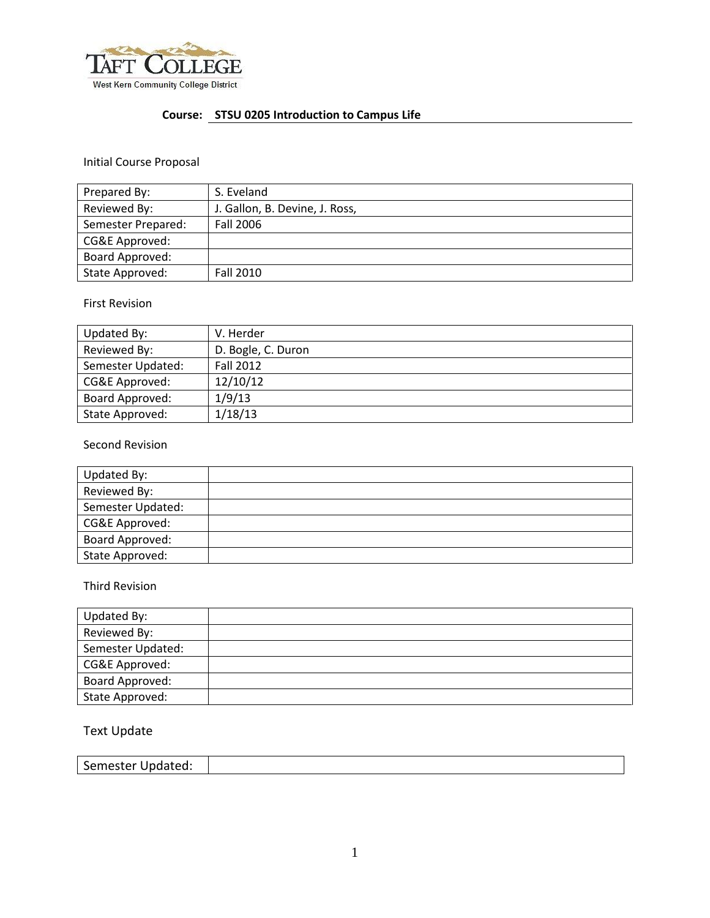**Course: STSU 0205 Introduction to Campus Life**

Initial Course Proposal

| | |
|---|---|
| Prepared By: | S. Eveland |
| Reviewed By: | J. Gallon, B. Devine, J. Ross, |
| Semester Prepared: | Fall 2006 |
| CG&E Approved: | |
| Board Approved: | |
| State Approved: | Fall 2010 |

First Revision

| | |
|---|---|
| Updated By: | V. Herder |
| Reviewed By: | D. Bogle, C. Duron |
| Semester Updated: | Fall 2012 |
| CG&E Approved: | 12/10/12 |
| Board Approved: | 1/9/13 |
| State Approved: | 1/18/13 |

Second Revision

| | |
|---|---|
| Updated By: | |
| Reviewed By: | |
| Semester Updated: | |
| CG&E Approved: | |
| Board Approved: | |
| State Approved: | |

Third Revision

| | |
|---|---|
| Updated By: | |
| Reviewed By: | |
| Semester Updated: | |
| CG&E Approved: | |
| Board Approved: | |
| State Approved: | |

Text Update

| | |
|---|---|
| Semester Updated: | |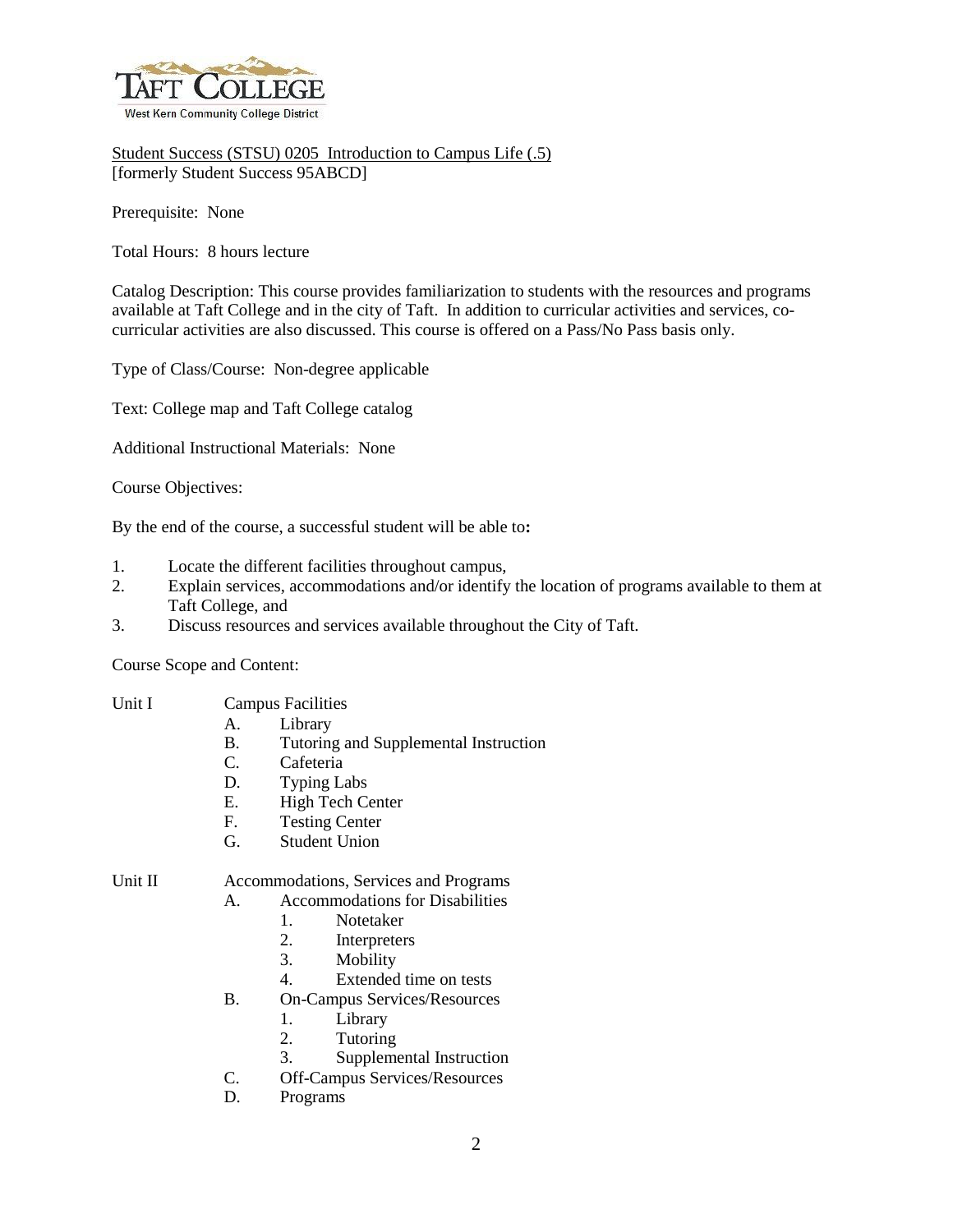TAFT COLLEGE
West Kern Community College District

Student Success (STSU) 0205 Introduction to Campus Life (.5)
[formerly Student Success 95ABCD]

Prerequisite: None

Total Hours: 8 hours lecture

Catalog Description: This course provides familiarization to students with the resources and programs available at Taft College and in the city of Taft. In addition to curricular activities and services, co-curricular activities are also discussed. This course is offered on a Pass/No Pass basis only.

Type of Class/Course: Non-degree applicable

Text: College map and Taft College catalog

Additional Instructional Materials: None

Course Objectives:

By the end of the course, a successful student will be able to**:**

1. Locate the different facilities throughout campus,
2. Explain services, accommodations and/or identify the location of programs available to them at Taft College, and
3. Discuss resources and services available throughout the City of Taft.

Course Scope and Content:

Unit I Campus Facilities

- A. Library
- B. Tutoring and Supplemental Instruction
- C. Cafeteria
- D. Typing Labs
- E. High Tech Center
- F. Testing Center
- G. Student Union

Unit II Accommodations, Services and Programs

- A. Accommodations for Disabilities
  1. Notetaker
  2. Interpreters
  3. Mobility
  4. Extended time on tests
- B. On-Campus Services/Resources
  1. Library
  2. Tutoring
  3. Supplemental Instruction
- C. Off-Campus Services/Resources
- D. Programs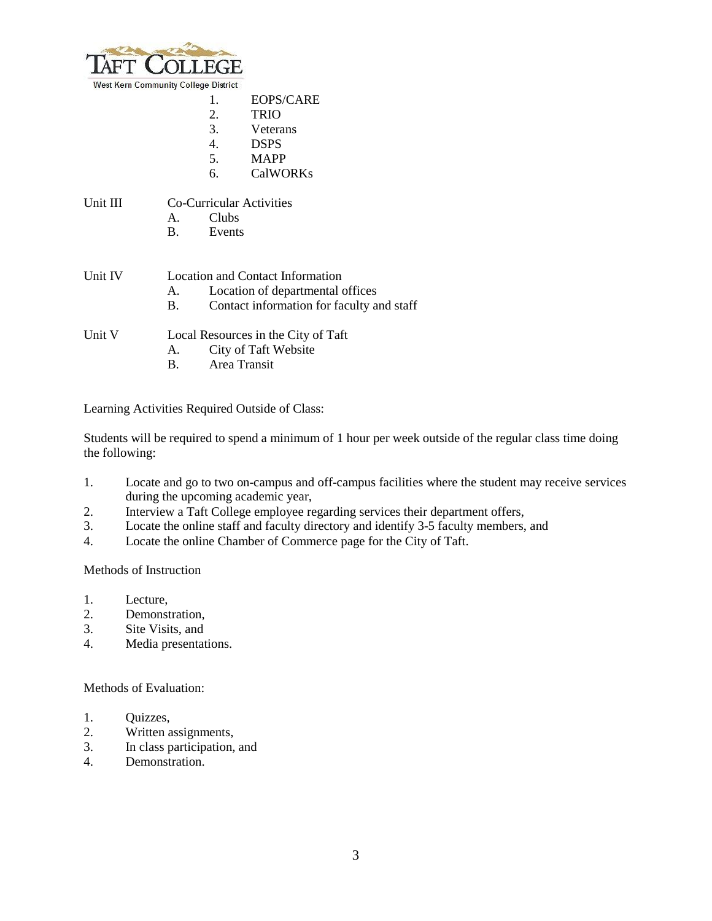1. EOPS/CARE
2. TRIO
3. Veterans
4. DSPS
5. MAPP
6. CalWORKs

Unit III Co-Curricular Activities

A. Clubs
B. Events

Unit IV Location and Contact Information

A. Location of departmental offices
B. Contact information for faculty and staff

Unit V Local Resources in the City of Taft

A. City of Taft Website
B. Area Transit

Learning Activities Required Outside of Class:

Students will be required to spend a minimum of 1 hour per week outside of the regular class time doing the following:

1. Locate and go to two on-campus and off-campus facilities where the student may receive services during the upcoming academic year,
2. Interview a Taft College employee regarding services their department offers,
3. Locate the online staff and faculty directory and identify 3-5 faculty members, and
4. Locate the online Chamber of Commerce page for the City of Taft.

Methods of Instruction

1. Lecture,
2. Demonstration,
3. Site Visits, and
4. Media presentations.

Methods of Evaluation:

1. Quizzes,
2. Written assignments,
3. In class participation, and
4. Demonstration.